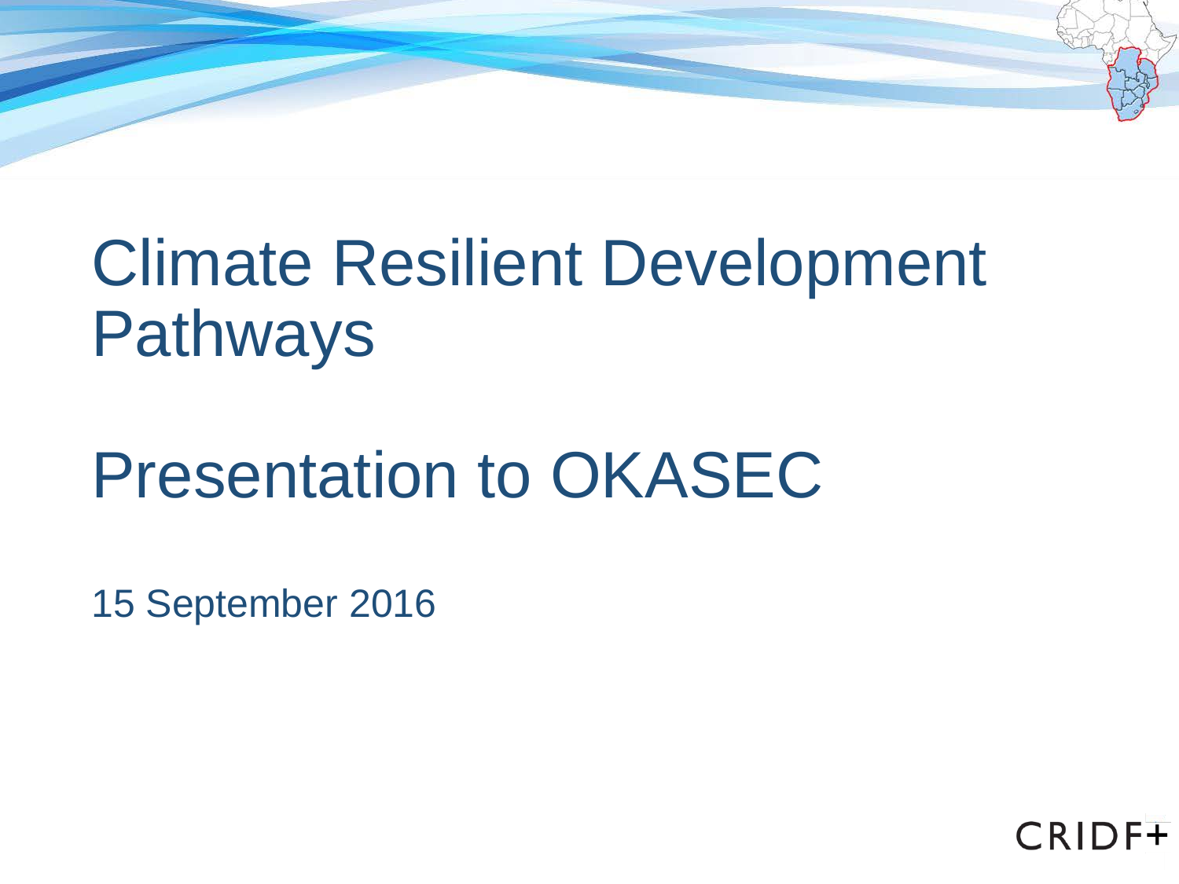# Climate Resilient Development Pathways

# Presentation to OKASEC

15 September 2016

CRIDF+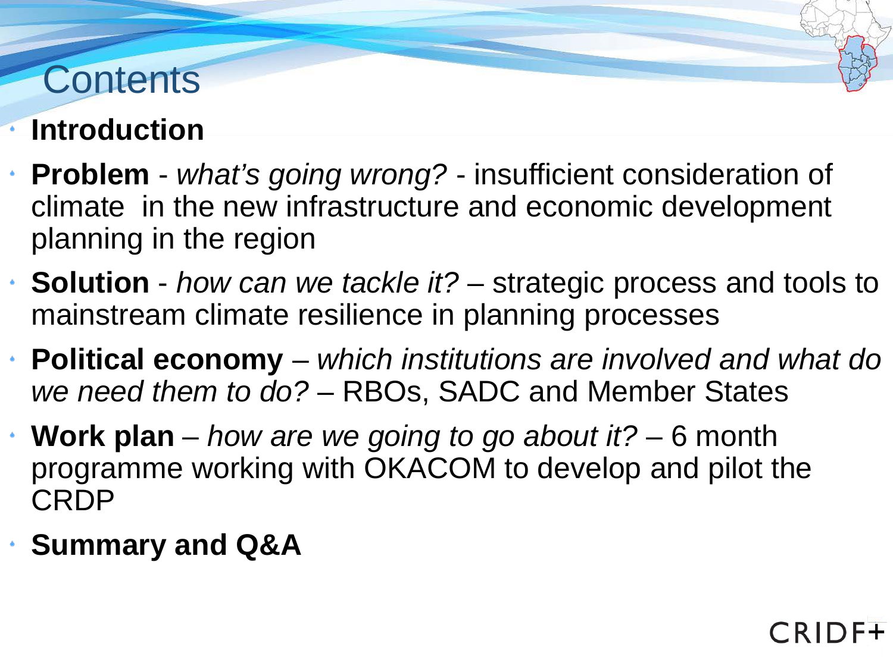# Contents

- **Introduction**
- **Problem** - *what's going wrong?* - insufficient consideration of climate in the new infrastructure and economic development planning in the region
- **Solution** - *how can we tackle it?* – strategic process and tools to mainstream climate resilience in planning processes
- **Political economy** – *which institutions are involved and what do we need them to do?* – RBOs, SADC and Member States
- **Work plan** – *how are we going to go about it?* – 6 month programme working with OKACOM to develop and pilot the CRDP
- **Summary and Q&A**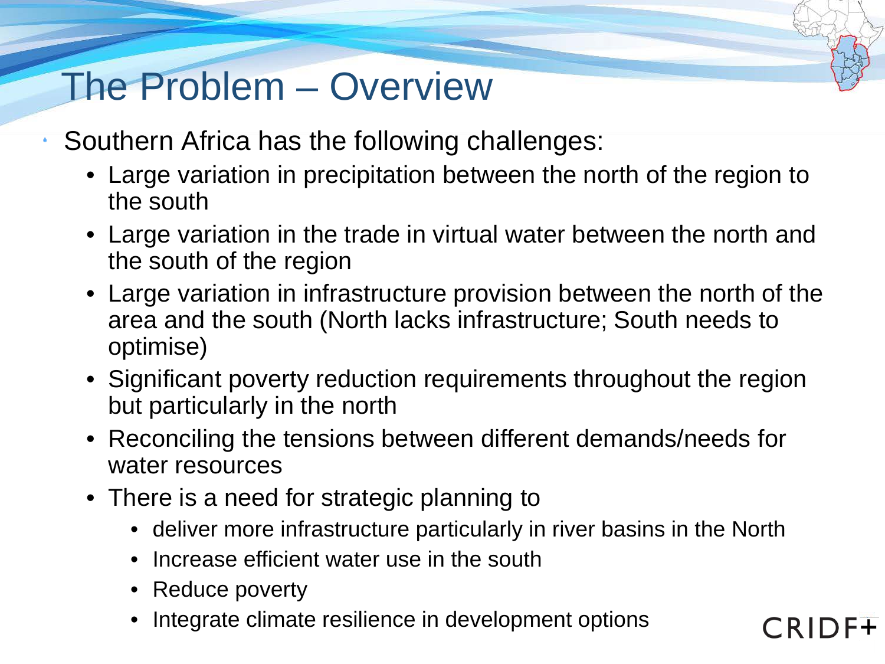# The Problem – Overview

- Southern Africa has the following challenges:
  - Large variation in precipitation between the north of the region to the south
  - Large variation in the trade in virtual water between the north and the south of the region
  - Large variation in infrastructure provision between the north of the area and the south (North lacks infrastructure; South needs to optimise)
  - Significant poverty reduction requirements throughout the region but particularly in the north
  - Reconciling the tensions between different demands/needs for water resources
  - There is a need for strategic planning to
    - deliver more infrastructure particularly in river basins in the North
    - Increase efficient water use in the south
    - Reduce poverty
    - Integrate climate resilience in development options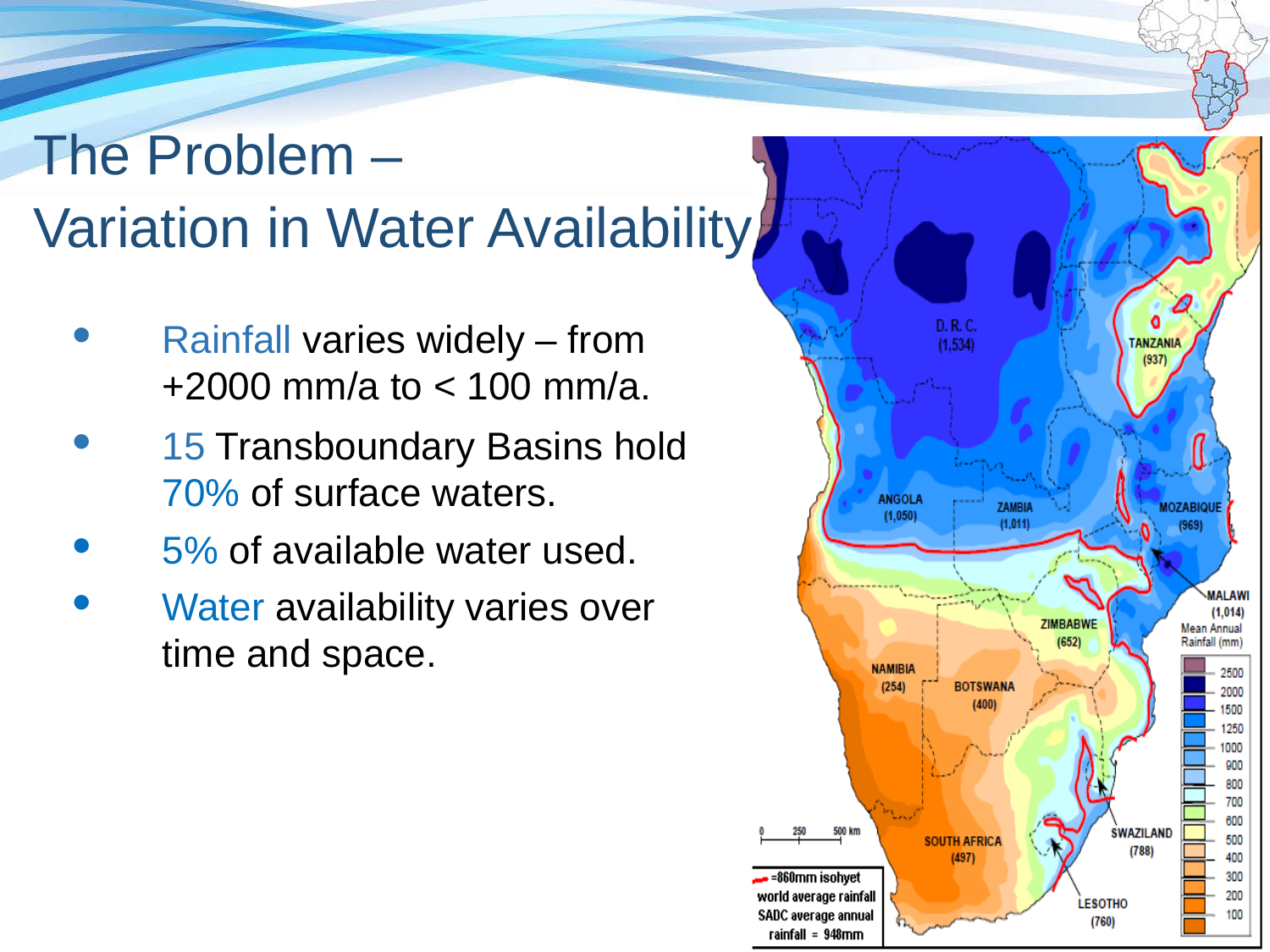# The Problem – Variation in Water Availability

- Rainfall varies widely – from +2000 mm/a to < 100 mm/a.
- 15 Transboundary Basins hold 70% of surface waters.
- 5% of available water used.
- Water availability varies over time and space.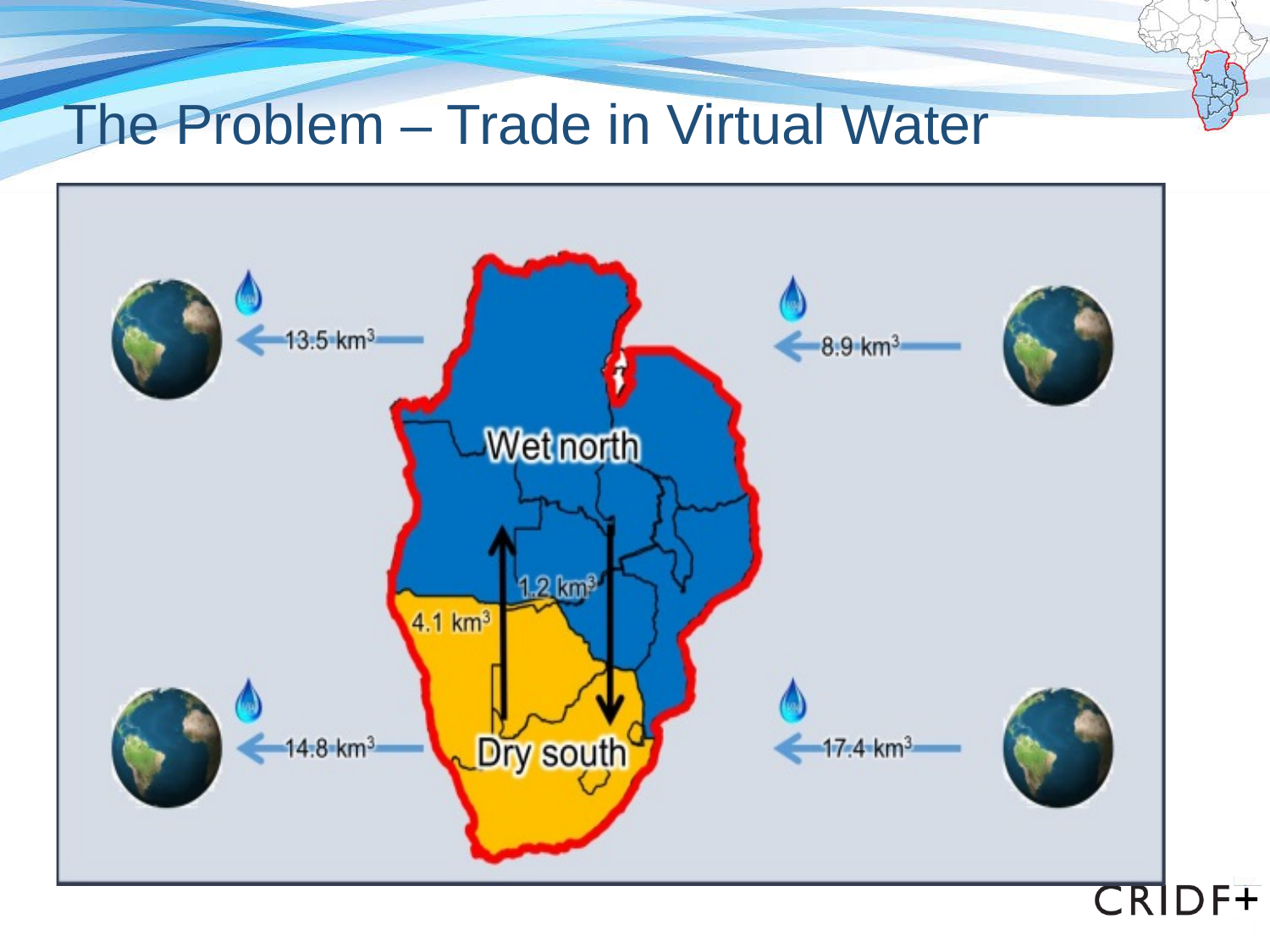# The Problem – Trade in Virtual Water

13.5 km$^3$

8.9 km$^3$

Wet north

1.2 km$^3$

4.1 km$^3$

Dry south

14.8 km$^3$

17.4 km$^3$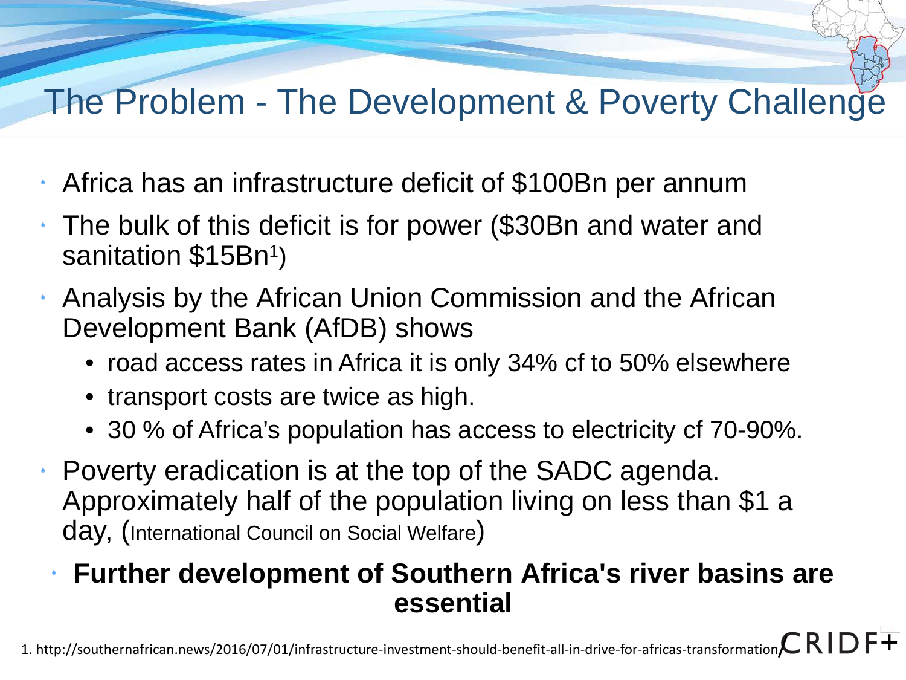# The Problem - The Development & Poverty Challenge

- Africa has an infrastructure deficit of $100Bn per annum
- The bulk of this deficit is for power ($30Bn and water and sanitation $15Bn[1])
- Analysis by the African Union Commission and the African Development Bank (AfDB) shows
  - road access rates in Africa it is only 34% cf to 50% elsewhere
  - transport costs are twice as high.
  - 30 % of Africa's population has access to electricity cf 70-90%.
- Poverty eradication is at the top of the SADC agenda. Approximately half of the population living on less than $1 a day, (International Council on Social Welfare)
- **Further development of Southern Africa's river basins are essential**

1. http://southernafrican.news/2016/07/01/infrastructure-investment-should-benefit-all-in-drive-for-africas-transformation/

CRIDF+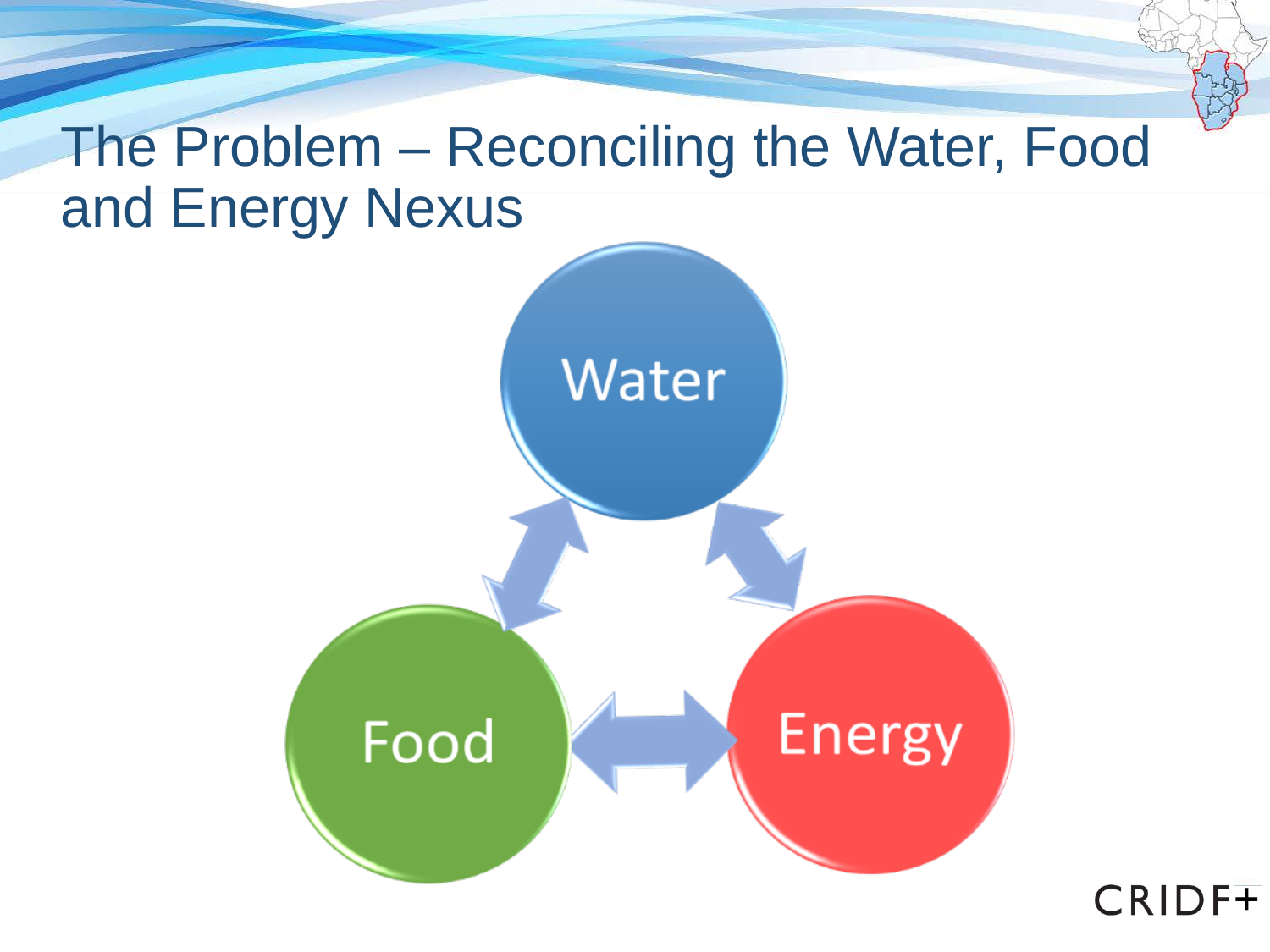# The Problem – Reconciling the Water, Food and Energy Nexus

Water

Food

Energy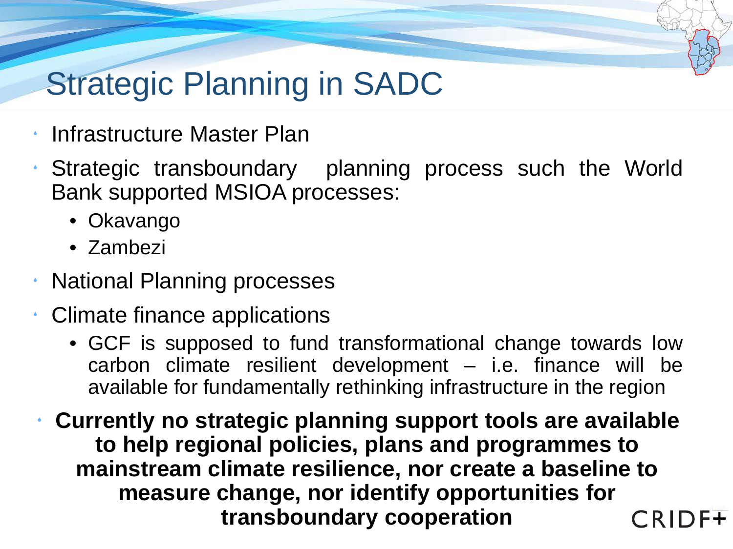# Strategic Planning in SADC

- Infrastructure Master Plan
- Strategic transboundary planning process such the World Bank supported MSIOA processes:
  - Okavango
  - Zambezi
- National Planning processes
- Climate finance applications
  - GCF is supposed to fund transformational change towards low carbon climate resilient development – i.e. finance will be available for fundamentally rethinking infrastructure in the region
- **Currently no strategic planning support tools are available to help regional policies, plans and programmes to mainstream climate resilience, nor create a baseline to measure change, nor identify opportunities for transboundary cooperation**

CRIDF+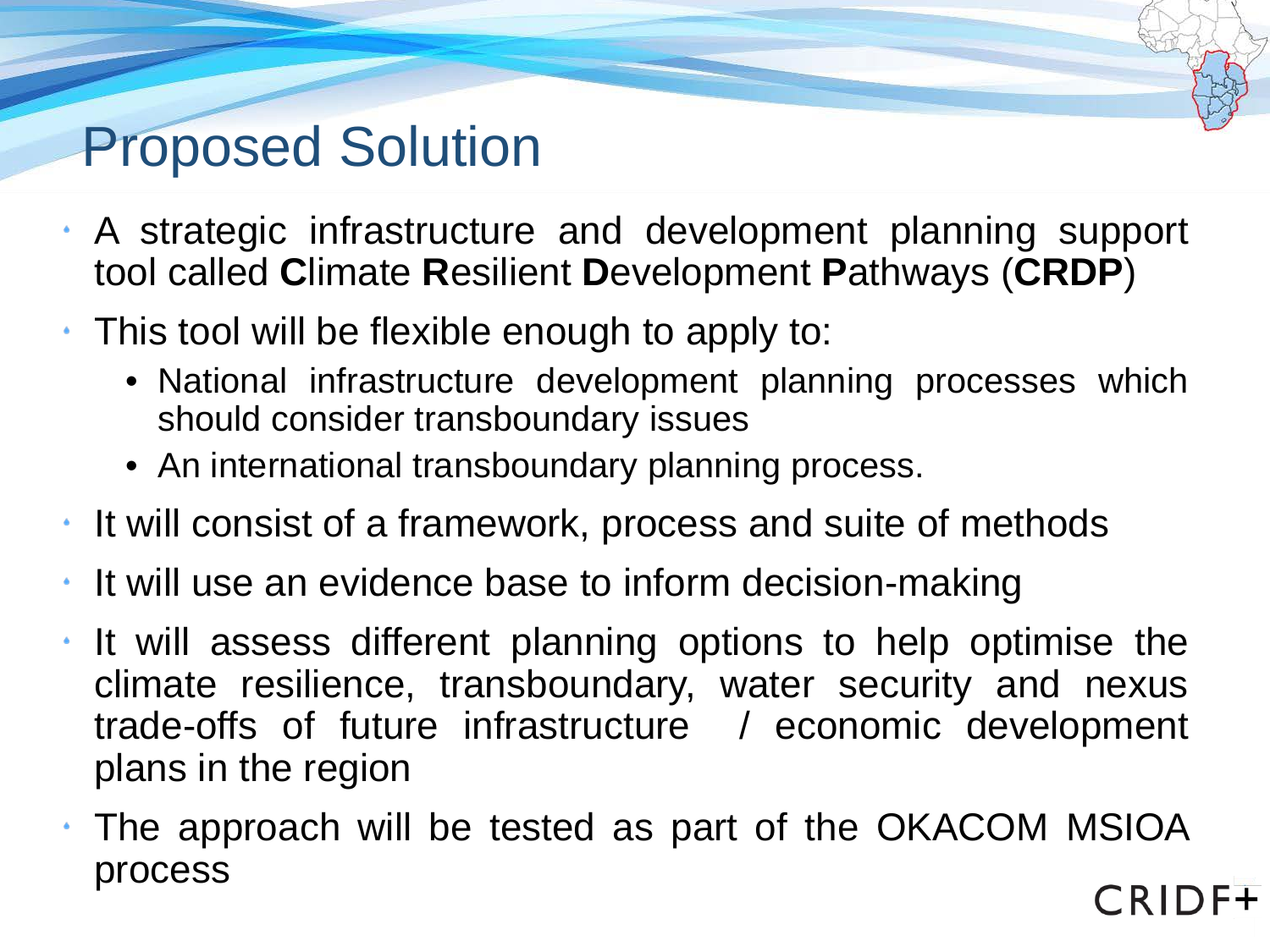# Proposed Solution

- A strategic infrastructure and development planning support tool called **C**limate **R**esilient **D**evelopment **P**athways (**CRDP**)
- This tool will be flexible enough to apply to:
  - National infrastructure development planning processes which should consider transboundary issues
  - An international transboundary planning process.
- It will consist of a framework, process and suite of methods
- It will use an evidence base to inform decision-making
- It will assess different planning options to help optimise the climate resilience, transboundary, water security and nexus trade-offs of future infrastructure / economic development plans in the region
- The approach will be tested as part of the OKACOM MSIOA process

CRIDF+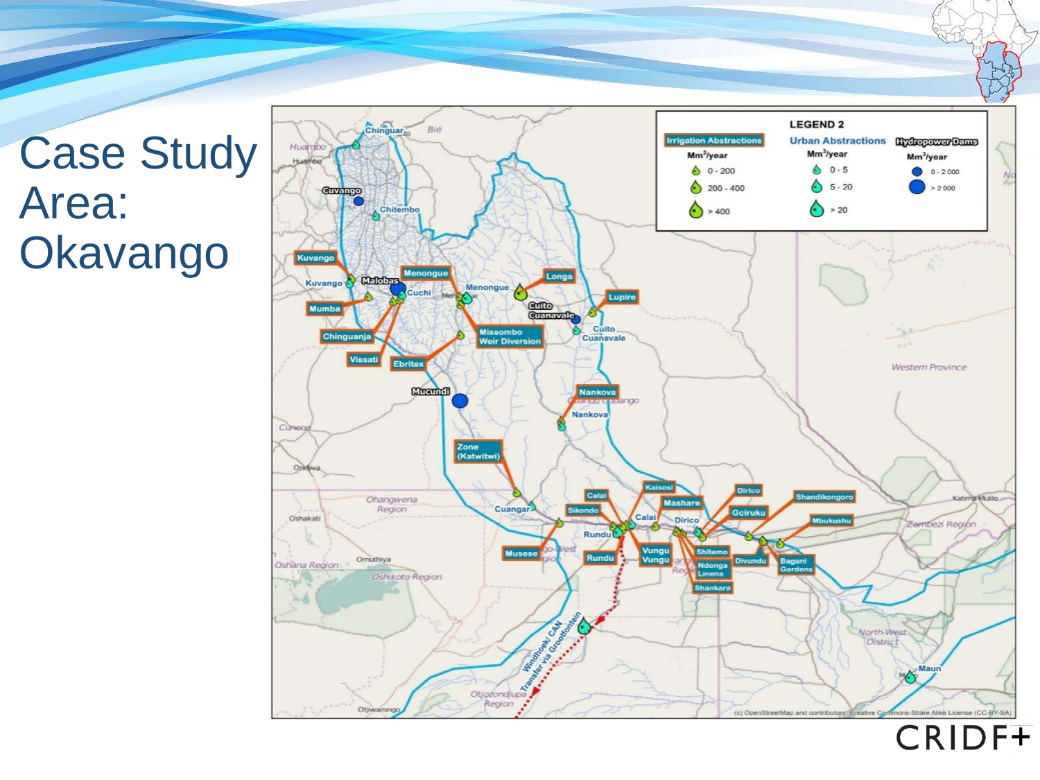# Case Study Area: Okavango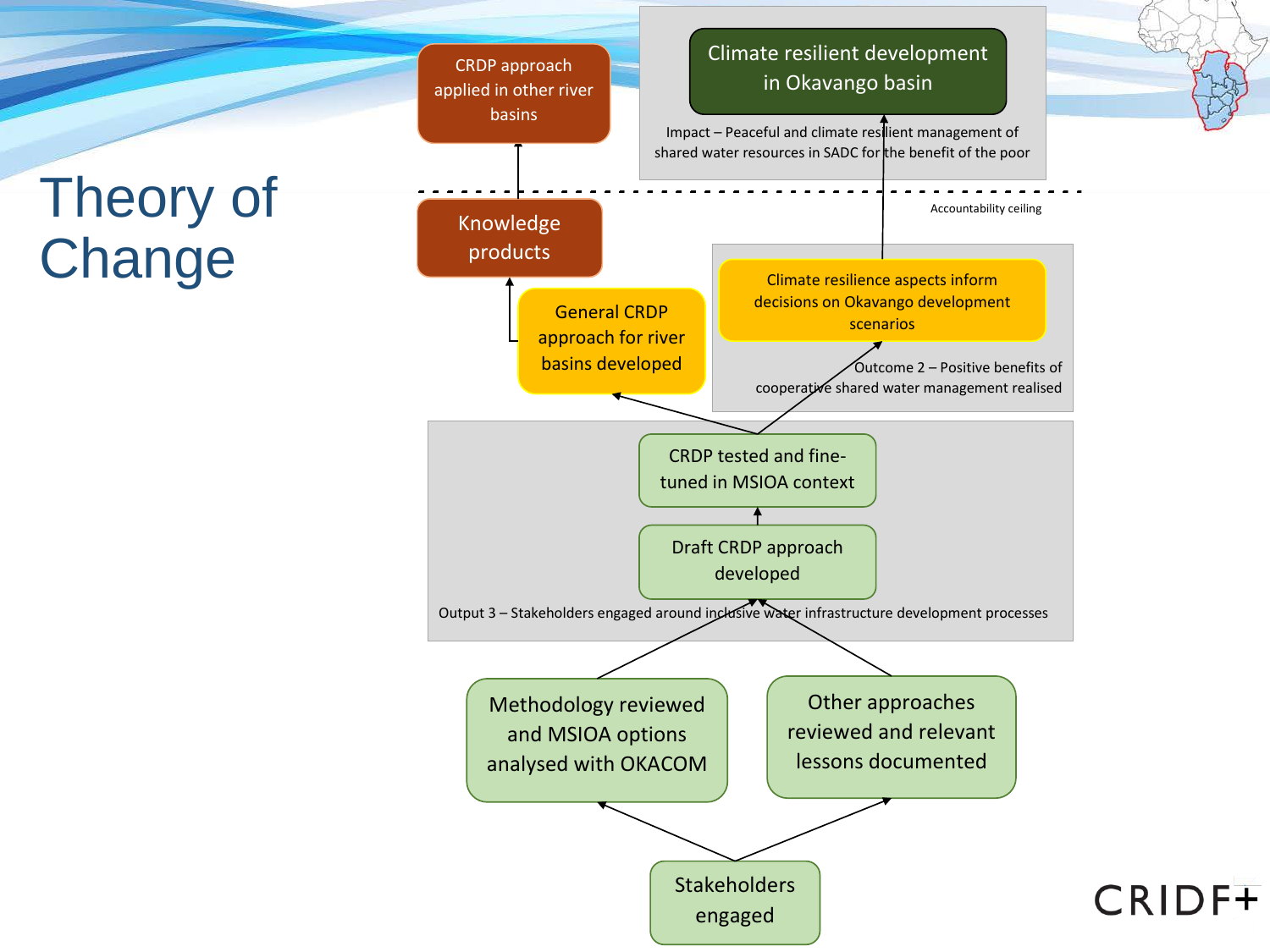# Theory of Change

Climate resilient development in Okavango basin

Impact – Peaceful and climate resilient management of shared water resources in SADC for the benefit of the poor

CRDP approach applied in other river basins

Accountability ceiling

Knowledge products

General CRDP approach for river basins developed

Climate resilience aspects inform decisions on Okavango development scenarios

Outcome 2 – Positive benefits of cooperative shared water management realised

CRDP tested and fine-tuned in MSIOA context

Draft CRDP approach developed

Output 3 – Stakeholders engaged around inclusive water infrastructure development processes

Methodology reviewed and MSIOA options analysed with OKACOM

Other approaches reviewed and relevant lessons documented

Stakeholders engaged

CRIDF+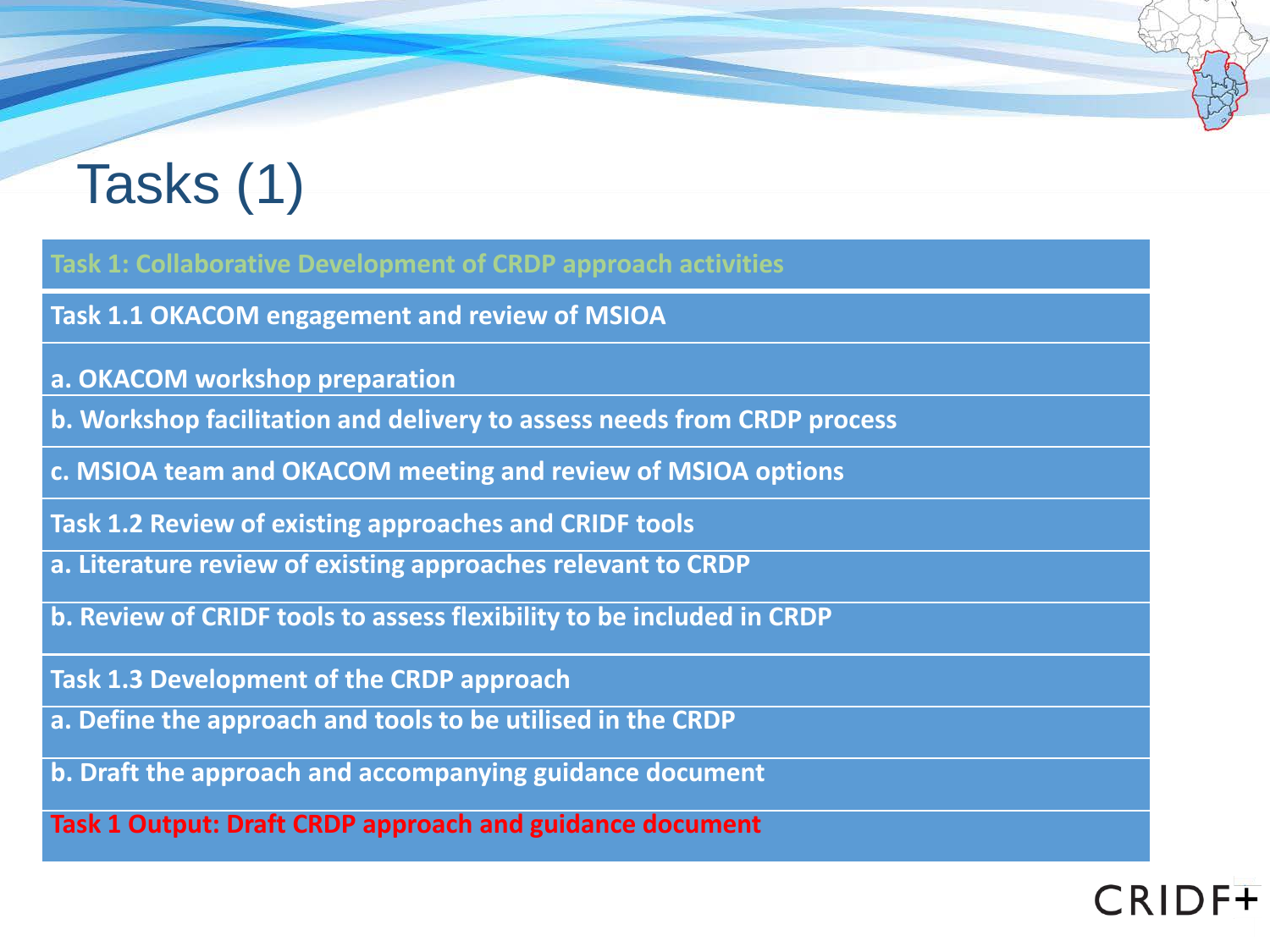# Tasks (1)

| Task 1: Collaborative Development of CRDP approach activities |
| --- |
| **Task 1.1 OKACOM engagement and review of MSIOA** |
| **a. OKACOM workshop preparation** |
| **b. Workshop facilitation and delivery to assess needs from CRDP process** |
| **c. MSIOA team and OKACOM meeting and review of MSIOA options** |
| **Task 1.2 Review of existing approaches and CRIDF tools** |
| **a. Literature review of existing approaches relevant to CRDP** |
| **b. Review of CRIDF tools to assess flexibility to be included in CRDP** |
| **Task 1.3 Development of the CRDP approach** |
| **a. Define the approach and tools to be utilised in the CRDP** |
| **b. Draft the approach and accompanying guidance document** |
| **Task 1 Output: Draft CRDP approach and guidance document** |

CRIDF+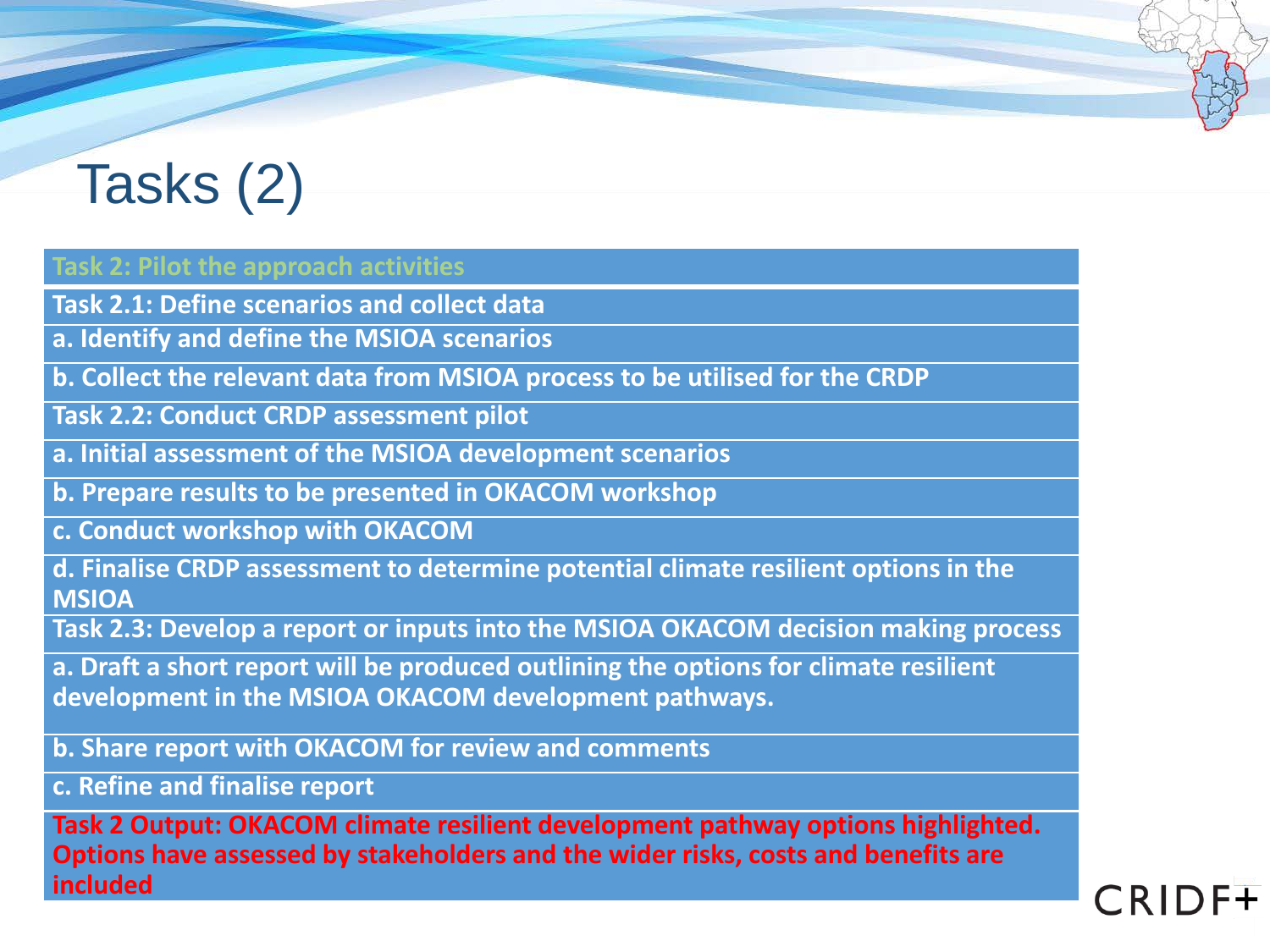# Tasks (2)

| Task 2: Pilot the approach activities |
|---|
| **Task 2.1: Define scenarios and collect data** |
| **a. Identify and define the MSIOA scenarios** |
| **b. Collect the relevant data from MSIOA process to be utilised for the CRDP** |
| **Task 2.2: Conduct CRDP assessment pilot** |
| **a. Initial assessment of the MSIOA development scenarios** |
| **b. Prepare results to be presented in OKACOM workshop** |
| **c. Conduct workshop with OKACOM** |
| **d. Finalise CRDP assessment to determine potential climate resilient options in the MSIOA** |
| **Task 2.3: Develop a report or inputs into the MSIOA OKACOM decision making process** |
| **a. Draft a short report will be produced outlining the options for climate resilient development in the MSIOA OKACOM development pathways.** |
| **b. Share report with OKACOM for review and comments** |
| **c. Refine and finalise report** |
| **Task 2 Output: OKACOM climate resilient development pathway options highlighted. Options have assessed by stakeholders and the wider risks, costs and benefits are included** |

CRIDF+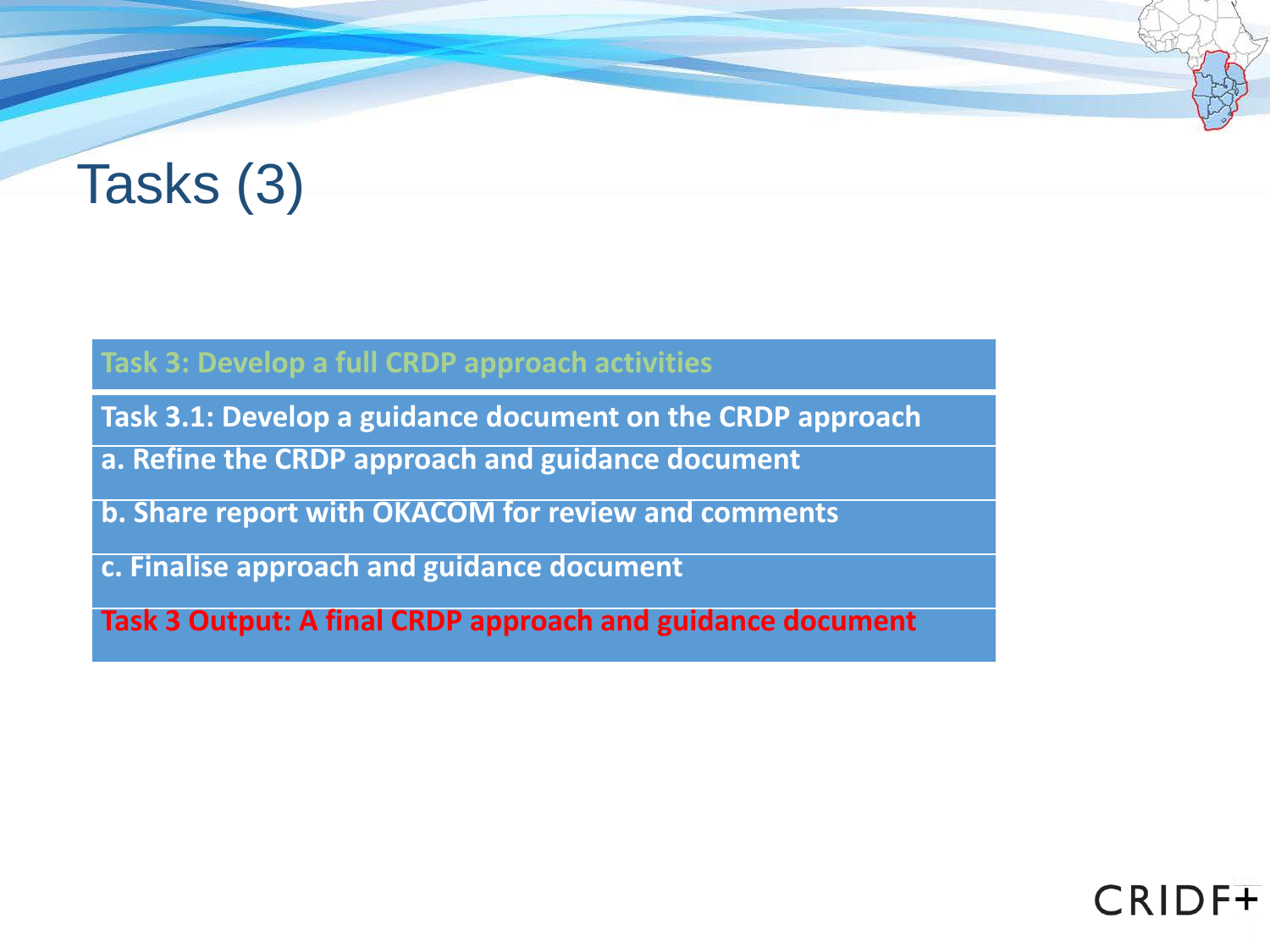# Tasks (3)

| Task 3: Develop a full CRDP approach activities |
| --- |
| **Task 3.1: Develop a guidance document on the CRDP approach** |
| **a. Refine the CRDP approach and guidance document** |
| **b. Share report with OKACOM for review and comments** |
| **c. Finalise approach and guidance document** |
| **Task 3 Output: A final CRDP approach and guidance document** |

CRIDF+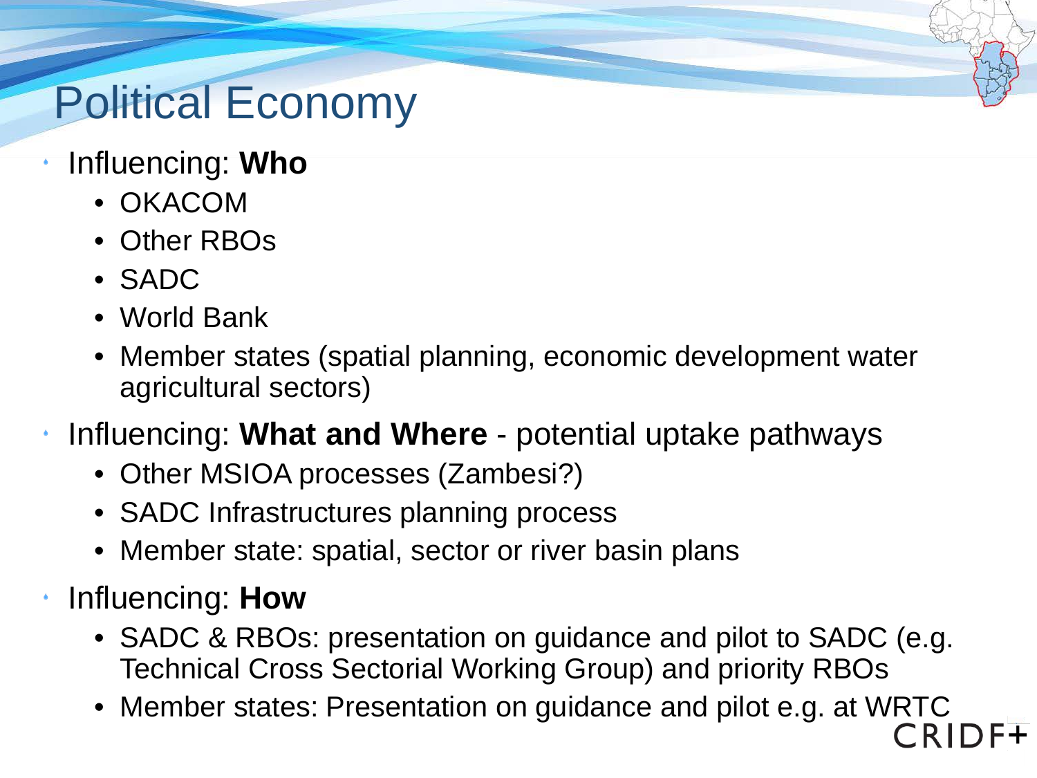# Political Economy

- Influencing: **Who**
  - OKACOM
  - Other RBOs
  - SADC
  - World Bank
  - Member states (spatial planning, economic development water agricultural sectors)
- Influencing: **What and Where** - potential uptake pathways
  - Other MSIOA processes (Zambesi?)
  - SADC Infrastructures planning process
  - Member state: spatial, sector or river basin plans
- Influencing: **How**
  - SADC & RBOs: presentation on guidance and pilot to SADC (e.g. Technical Cross Sectorial Working Group) and priority RBOs
  - Member states: Presentation on guidance and pilot e.g. at WRTC

CRIDF+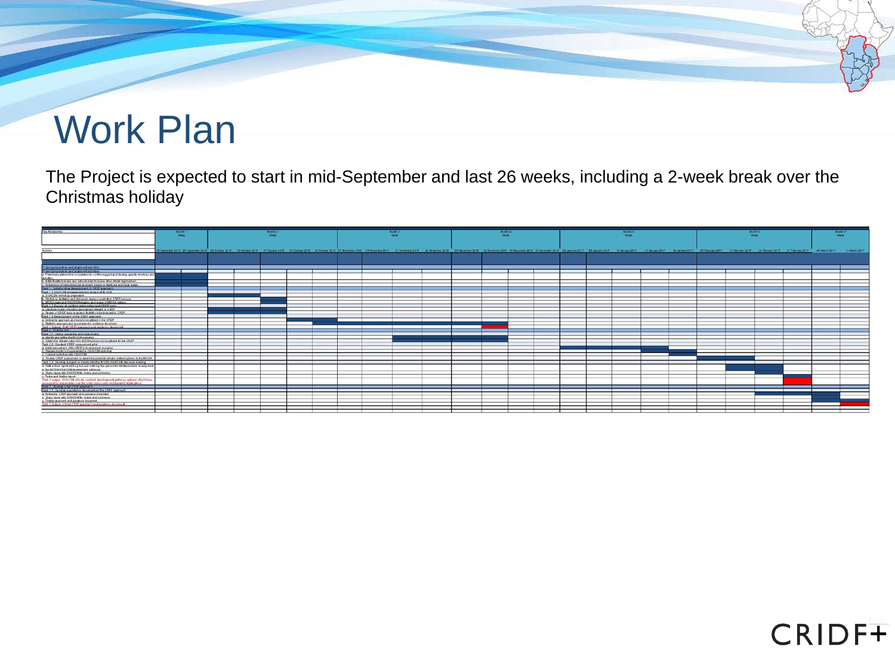# Work Plan

The Project is expected to start in mid-September and last 26 weeks, including a 2-week break over the Christmas holiday